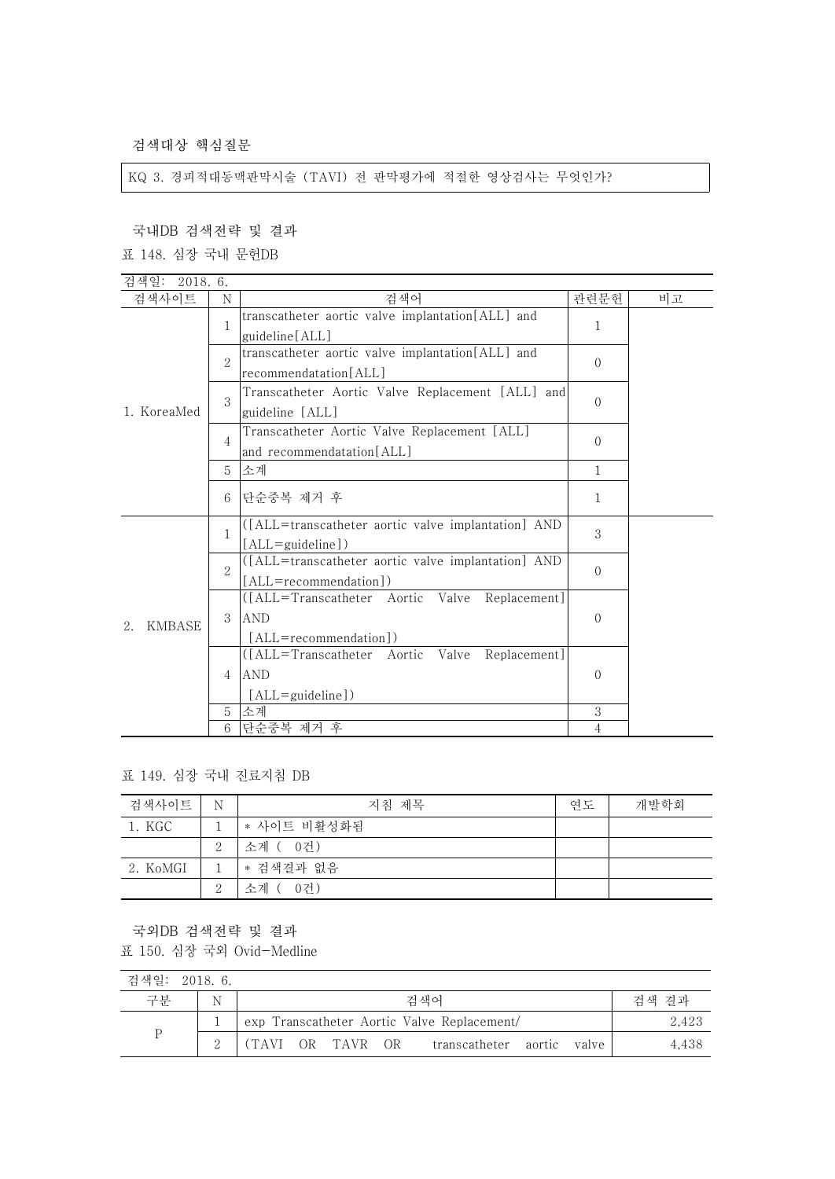검색대상 핵심질문

| KQ 3. 경피적대동맥판막시술 (TAVI) 전 판막평가에 적절한 영상검사는 무엇인가? |
|---|

국내DB 검색전략 및 결과

표 148. 심장 국내 문헌DB

검색일: 2018. 6.

| 검색사이트 | N | 검색어 | 관련문헌 | 비고 |
|---|---|---|---|---|
| 1. KoreaMed | 1 | transcatheter aortic valve implantation[ALL] and guideline[ALL] | 1 | |
| | 2 | transcatheter aortic valve implantation[ALL] and recommendatation[ALL] | 0 | |
| | 3 | Transcatheter Aortic Valve Replacement [ALL] and guideline [ALL] | 0 | |
| | 4 | Transcatheter Aortic Valve Replacement [ALL] and recommendatation[ALL] | 0 | |
| | 5 | 소계 | 1 | |
| | 6 | 단순중복 제거 후 | 1 | |
| 2. KMBASE | 1 | ([ALL=transcatheter aortic valve implantation] AND [ALL=guideline]) | 3 | |
| | 2 | ([ALL=transcatheter aortic valve implantation] AND [ALL=recommendation]) | 0 | |
| | 3 | ([ALL=Transcatheter Aortic Valve Replacement] AND [ALL=recommendation]) | 0 | |
| | 4 | ([ALL=Transcatheter Aortic Valve Replacement] AND [ALL=guideline]) | 0 | |
| | 5 | 소계 | 3 | |
| | 6 | 단순중복 제거 후 | 4 | |

표 149. 심장 국내 진료지침 DB

| 검색사이트 | N | 지침 제목 | 연도 | 개발학회 |
|---|---|---|---|---|
| 1. KGC | 1 | * 사이트 비활성화됨 | | |
| | 2 | 소계 ( 0건) | | |
| 2. KoMGI | 1 | * 검색결과 없음 | | |
| | 2 | 소계 ( 0건) | | |

국외DB 검색전략 및 결과

표 150. 심장 국외 Ovid-Medline

검색일: 2018. 6.

| 구분 | N | 검색어 | 검색 결과 |
|---|---|---|---|
| P | 1 | exp Transcatheter Aortic Valve Replacement/ | 2,423 |
| | 2 | (TAVI OR TAVR OR transcatheter aortic valve | 4,438 |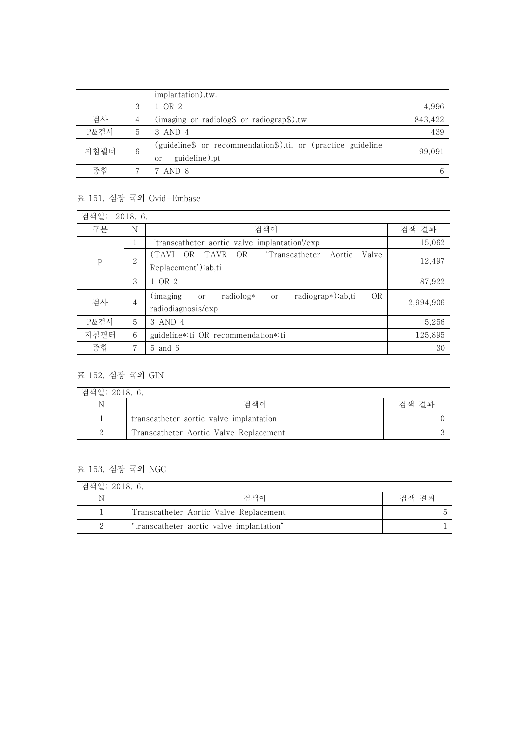|  |  | implantation).tw. |  |
|---|---|---|---|
|  | 3 | 1 OR 2 | 4,996 |
| 검사 | 4 | (imaging or radiolog$ or radiograp$).tw | 843,422 |
| P&검사 | 5 | 3 AND 4 | 439 |
| 지침필터 | 6 | (guideline$ or recommendation$).ti. or (practice guideline or guideline).pt | 99,091 |
| 종합 | 7 | 7 AND 8 | 6 |

표 151. 심장 국외 Ovid-Embase

| 검색일: 2018. 6. |  |  |  |
|---|---|---|---|
| 구분 | N | 검색어 | 검색 결과 |
| P | 1 | 'transcatheter aortic valve implantation'/exp | 15,062 |
|  | 2 | (TAVI OR TAVR OR 'Transcatheter Aortic Valve Replacement'):ab,ti | 12,497 |
|  | 3 | 1 OR 2 | 87,922 |
| 검사 | 4 | (imaging or radiolog* or radiograp*):ab,ti OR radiodiagnosis/exp | 2,994,906 |
| P&검사 | 5 | 3 AND 4 | 5,256 |
| 지침필터 | 6 | guideline*:ti OR recommendation*:ti | 125,895 |
| 종합 | 7 | 5 and 6 | 30 |

표 152. 심장 국외 GIN

| 검색일: 2018. 6. |  |  |
|---|---|---|
| N | 검색어 | 검색 결과 |
| 1 | transcatheter aortic valve implantation | 0 |
| 2 | Transcatheter Aortic Valve Replacement | 3 |

표 153. 심장 국외 NGC

| 검색일: 2018. 6. |  |  |
|---|---|---|
| N | 검색어 | 검색 결과 |
| 1 | Transcatheter Aortic Valve Replacement | 5 |
| 2 | "transcatheter aortic valve implantation“ | 1 |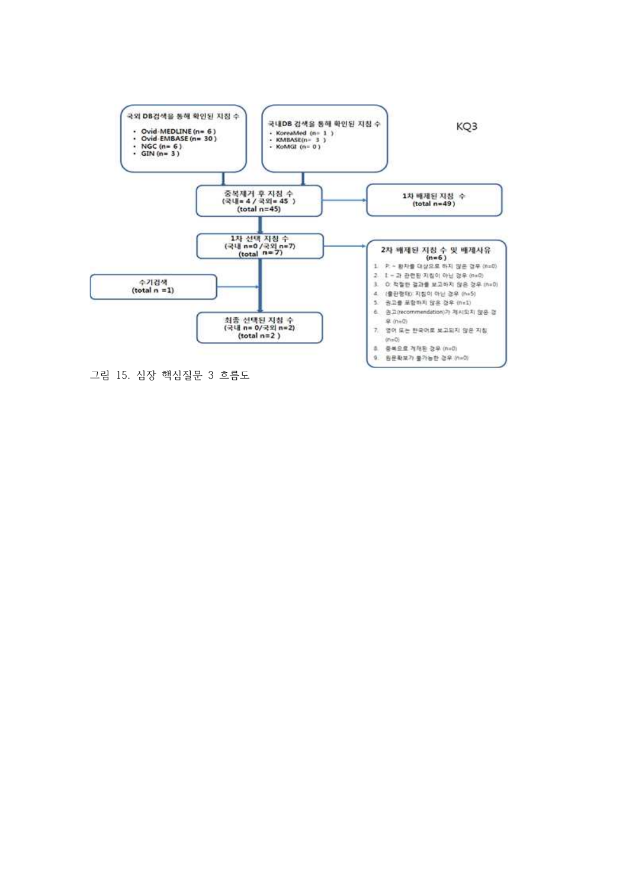국외 DB검색을 통해 확인된 지침 수

- Ovid-MEDLINE (n= 6)
- Ovid-EMBASE (n= 30)
- NGC (n= 6)
- GIN (n= 3)

국내DB 검색을 통해 확인된 지침 수

- KoreaMed (n= 1)
- KMBASE(n= 3)
- KoMGI (n= 0)

KQ3

중복제거 후 지침 수
(국내= 4 / 국외= 45)
(total n=45)

1차 배제된 지침 수
(total n=49)

1차 선택 지침 수
(국내 n=0 /국외 n=7)
(total n=7)

2차 배제된 지침 수 및 배제사유
(n=6)

1. P: ~ 환자를 대상으로 하지 않은 경우 (n=0)
2. I: ~과 관련된 지침이 아닌 경우 (n=0)
3. O: 적절한 결과를 보고하지 않은 경우 (n=0)
4. (출판형태) 지침이 아닌 경우 (n=5)
5. 권고를 포함하지 않은 경우 (n=1)
6. 권고(recommendation)가 제시되지 않은 경우 (n=0)
7. 영어 또는 한국어로 보고되지 않은 지침 (n=0)
8. 중복으로 게재된 경우 (n=0)
9. 원문확보가 불가능한 경우 (n=0)

수기검색
(total n =1)

최종 선택된 지침 수
(국내 n= 0/국외 n=2)
(total n=2)

그림 15. 심장 핵심질문 3 흐름도